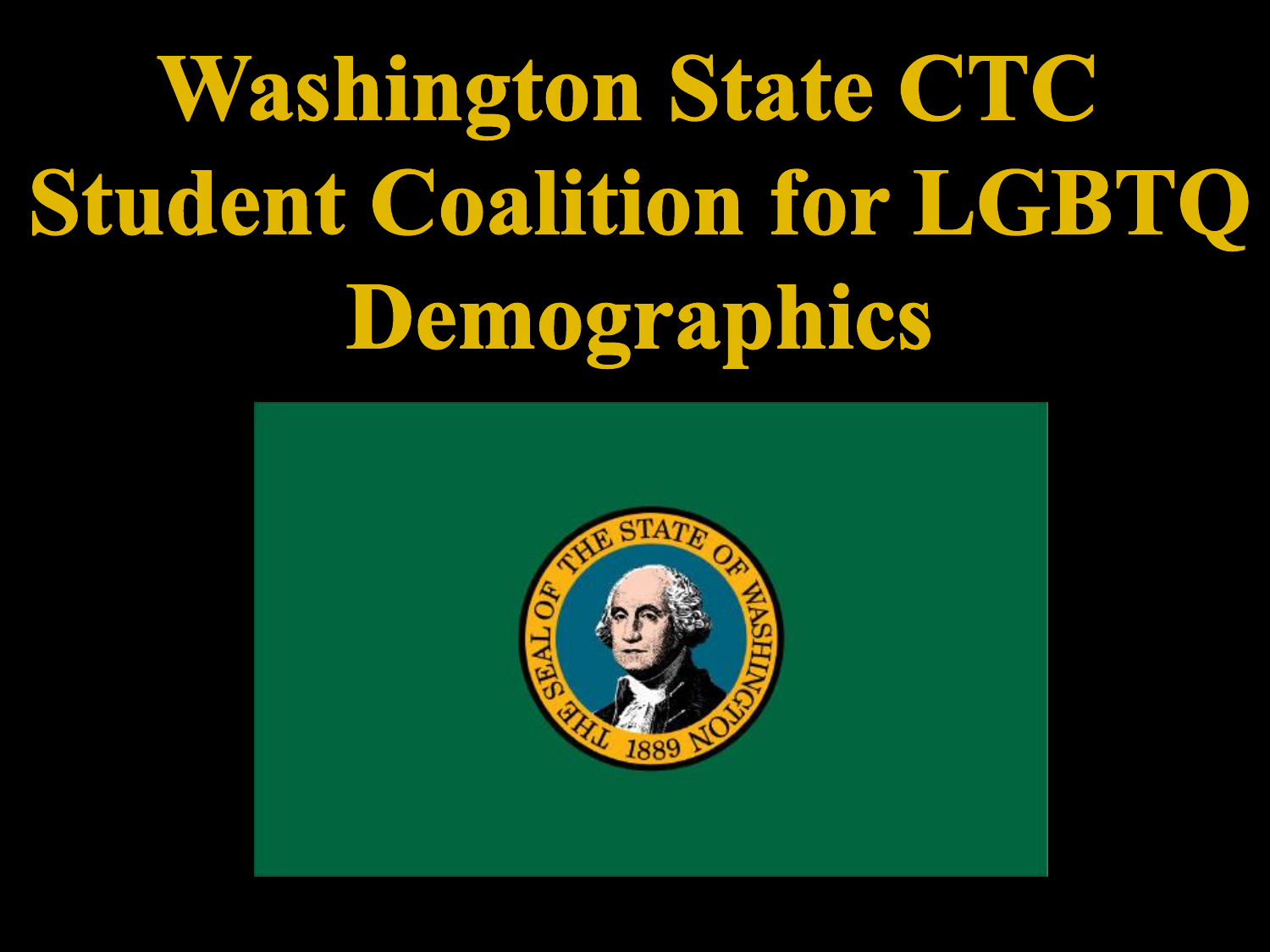# Washington State CTC Student Coalition for LGBTQ Demographics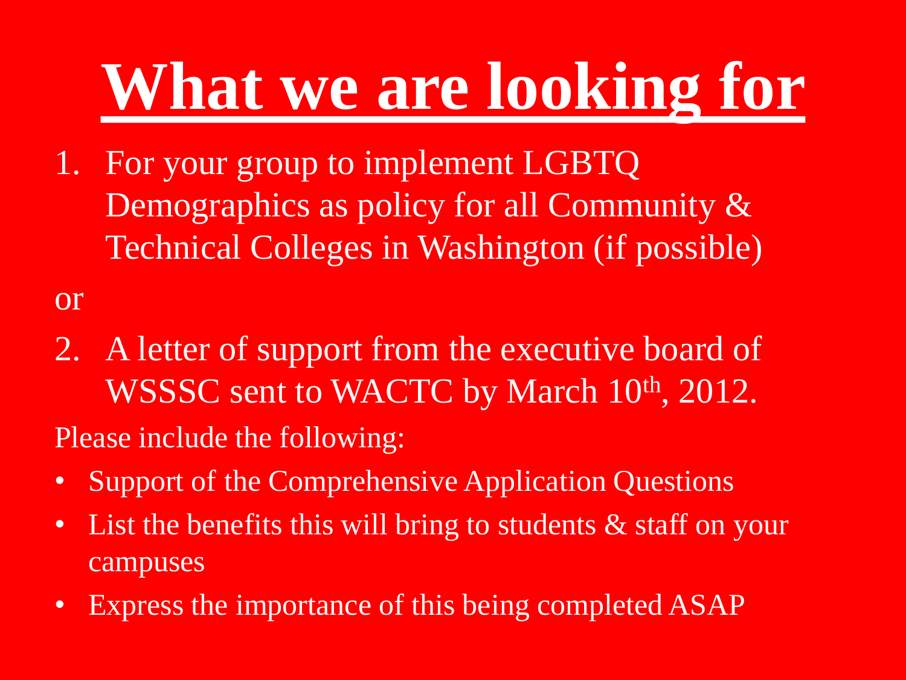# What we are looking for

1. For your group to implement LGBTQ Demographics as policy for all Community & Technical Colleges in Washington (if possible)

or

2. A letter of support from the executive board of WSSSC sent to WACTC by March 10th, 2012.

Please include the following:

- Support of the Comprehensive Application Questions
- List the benefits this will bring to students & staff on your campuses
- Express the importance of this being completed ASAP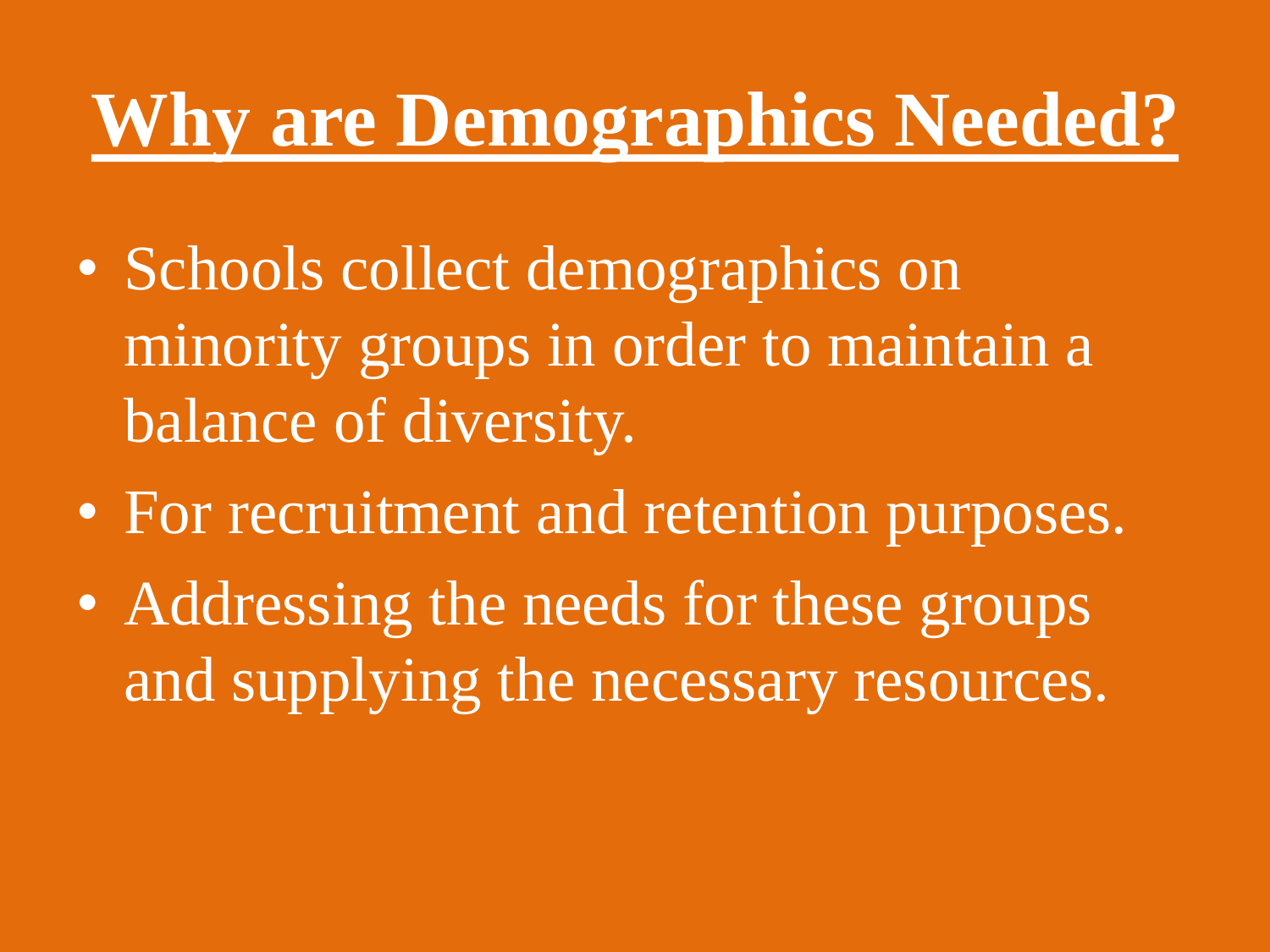# Why are Demographics Needed?

- Schools collect demographics on minority groups in order to maintain a balance of diversity.
- For recruitment and retention purposes.
- Addressing the needs for these groups and supplying the necessary resources.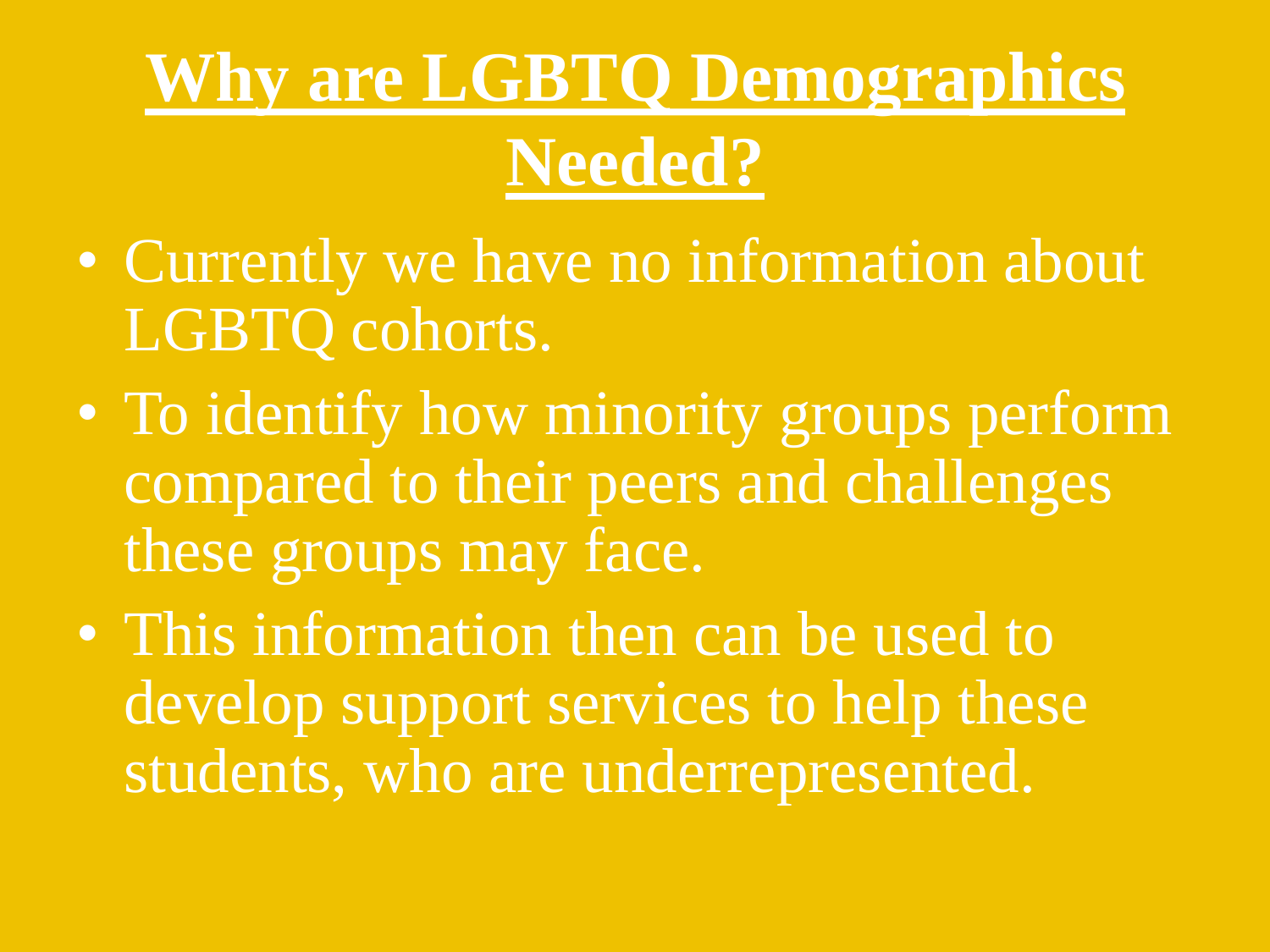# Why are LGBTQ Demographics Needed?

- Currently we have no information about LGBTQ cohorts.
- To identify how minority groups perform compared to their peers and challenges these groups may face.
- This information then can be used to develop support services to help these students, who are underrepresented.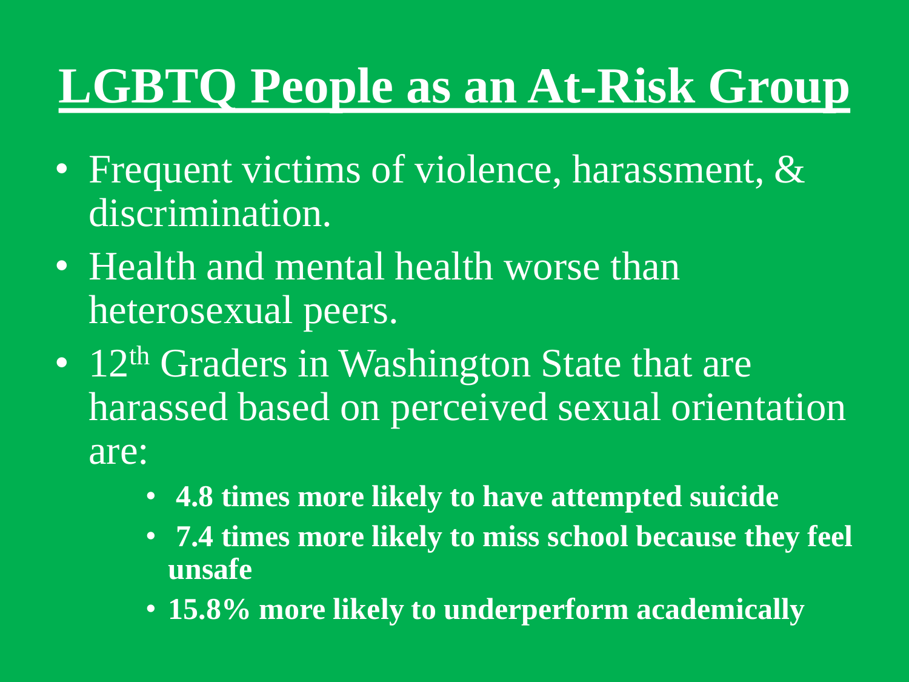# LGBTQ People as an At-Risk Group

- Frequent victims of violence, harassment, & discrimination.
- Health and mental health worse than heterosexual peers.
- 12th Graders in Washington State that are harassed based on perceived sexual orientation are:
  - **4.8 times more likely to have attempted suicide**
  - **7.4 times more likely to miss school because they feel unsafe**
  - **15.8% more likely to underperform academically**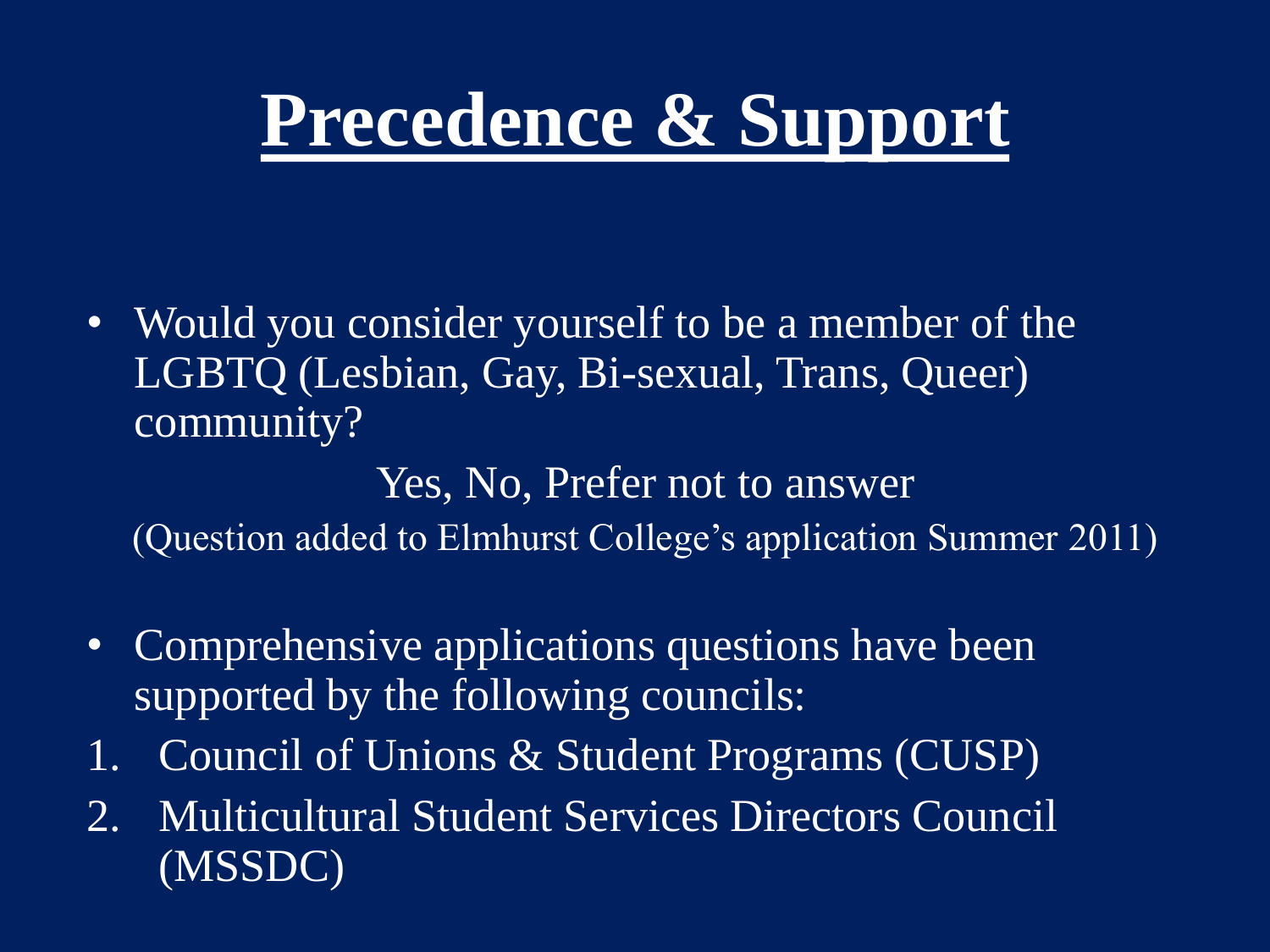# Precedence & Support

- Would you consider yourself to be a member of the LGBTQ (Lesbian, Gay, Bi-sexual, Trans, Queer) community?

  Yes, No, Prefer not to answer

  (Question added to Elmhurst College's application Summer 2011)

- Comprehensive applications questions have been supported by the following councils:

1. Council of Unions & Student Programs (CUSP)
2. Multicultural Student Services Directors Council (MSSDC)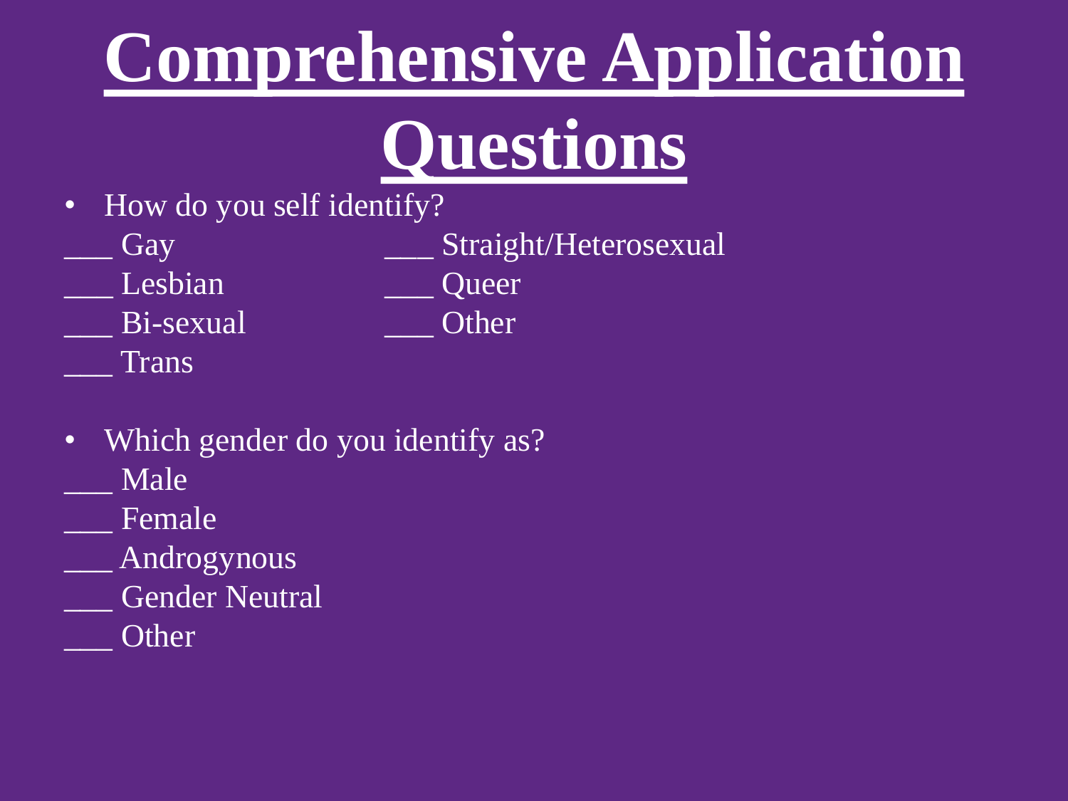# Comprehensive Application Questions

- How do you self identify?

___ Gay
___ Lesbian
___ Bi-sexual
___ Trans
___ Straight/Heterosexual
___ Queer
___ Other

- Which gender do you identify as?

___ Male
___ Female
___ Androgynous
___ Gender Neutral
___ Other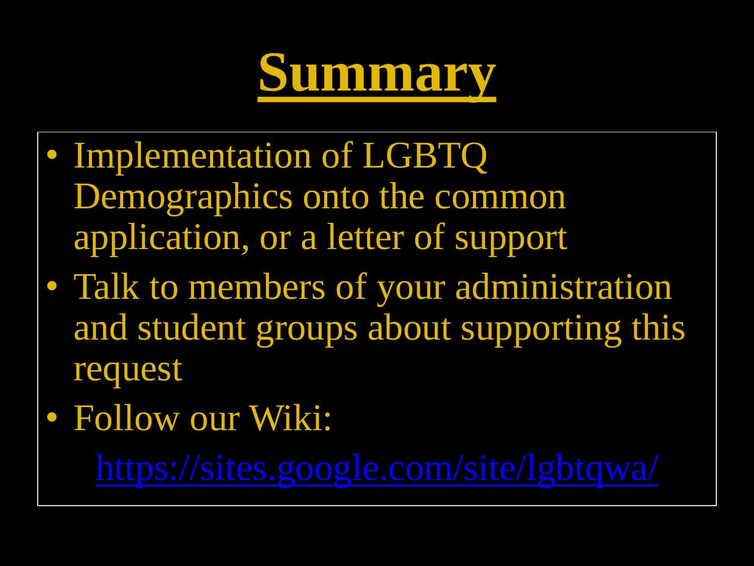# Summary

- Implementation of LGBTQ Demographics onto the common application, or a letter of support
- Talk to members of your administration and student groups about supporting this request
- Follow our Wiki:

  https://sites.google.com/site/lgbtqwa/